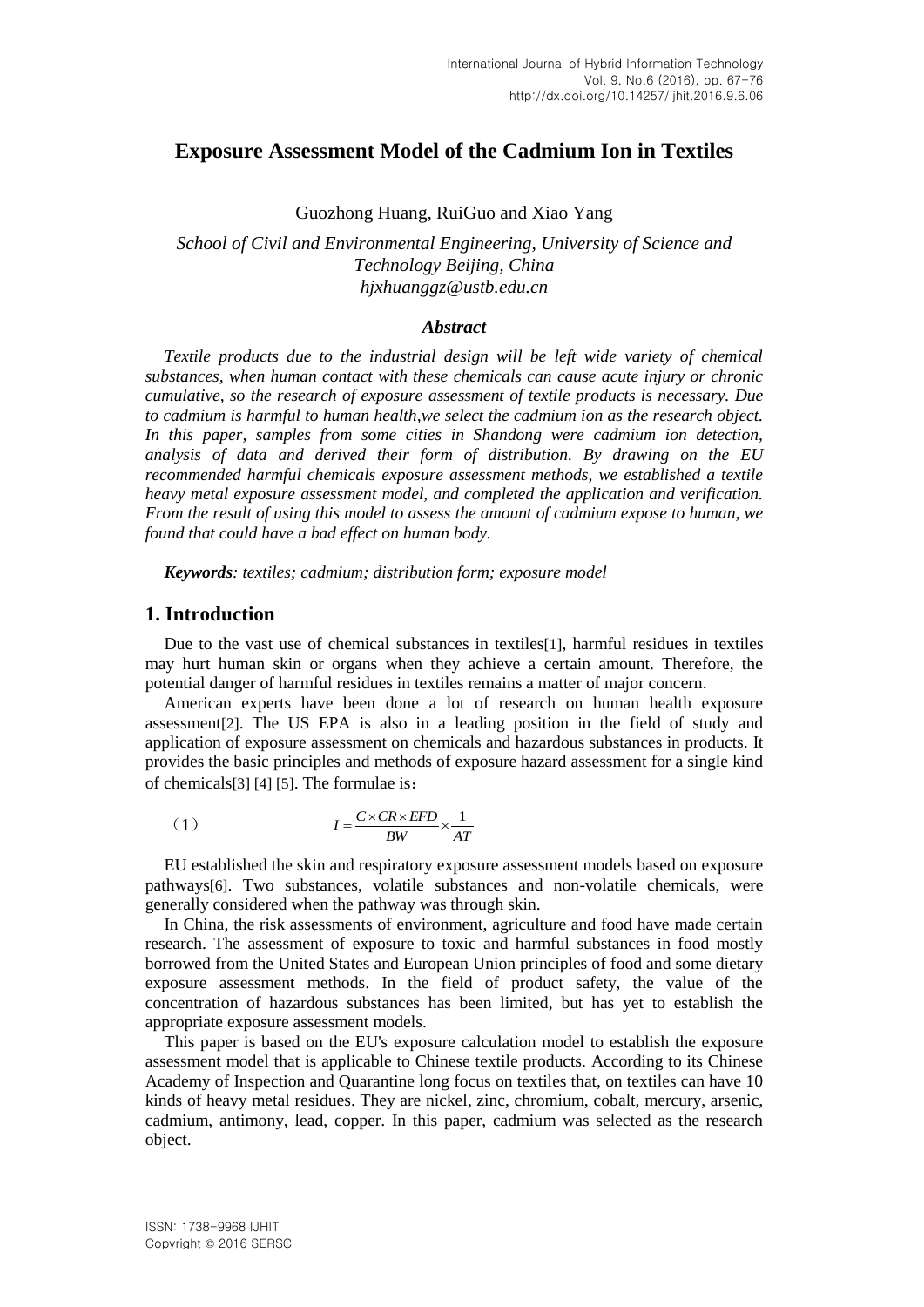# Exposure Assessment Model of the Cadmium Ion in Textiles

Guozhong Huang, RuiGuo and Xiao Yang

*School of Civil and Environmental Engineering, University of Science and Technology Beijing, China*
*hjxhuanggz@ustb.edu.cn*

### *Abstract*

*Textile products due to the industrial design will be left wide variety of chemical substances, when human contact with these chemicals can cause acute injury or chronic cumulative, so the research of exposure assessment of textile products is necessary. Due to cadmium is harmful to human health,we select the cadmium ion as the research object. In this paper, samples from some cities in Shandong were cadmium ion detection, analysis of data and derived their form of distribution. By drawing on the EU recommended harmful chemicals exposure assessment methods, we established a textile heavy metal exposure assessment model, and completed the application and verification. From the result of using this model to assess the amount of cadmium expose to human, we found that could have a bad effect on human body.*

***Keywords****: textiles; cadmium; distribution form; exposure model*

## 1. Introduction

Due to the vast use of chemical substances in textiles[1], harmful residues in textiles may hurt human skin or organs when they achieve a certain amount. Therefore, the potential danger of harmful residues in textiles remains a matter of major concern.

American experts have been done a lot of research on human health exposure assessment[2]. The US EPA is also in a leading position in the field of study and application of exposure assessment on chemicals and hazardous substances in products. It provides the basic principles and methods of exposure hazard assessment for a single kind of chemicals[3] [4] [5]. The formulae is：

$$I = \frac{C \times CR \times EFD}{BW} \times \frac{1}{AT} \tag{1}$$

EU established the skin and respiratory exposure assessment models based on exposure pathways[6]. Two substances, volatile substances and non-volatile chemicals, were generally considered when the pathway was through skin.

In China, the risk assessments of environment, agriculture and food have made certain research. The assessment of exposure to toxic and harmful substances in food mostly borrowed from the United States and European Union principles of food and some dietary exposure assessment methods. In the field of product safety, the value of the concentration of hazardous substances has been limited, but has yet to establish the appropriate exposure assessment models.

This paper is based on the EU's exposure calculation model to establish the exposure assessment model that is applicable to Chinese textile products. According to its Chinese Academy of Inspection and Quarantine long focus on textiles that, on textiles can have 10 kinds of heavy metal residues. They are nickel, zinc, chromium, cobalt, mercury, arsenic, cadmium, antimony, lead, copper. In this paper, cadmium was selected as the research object.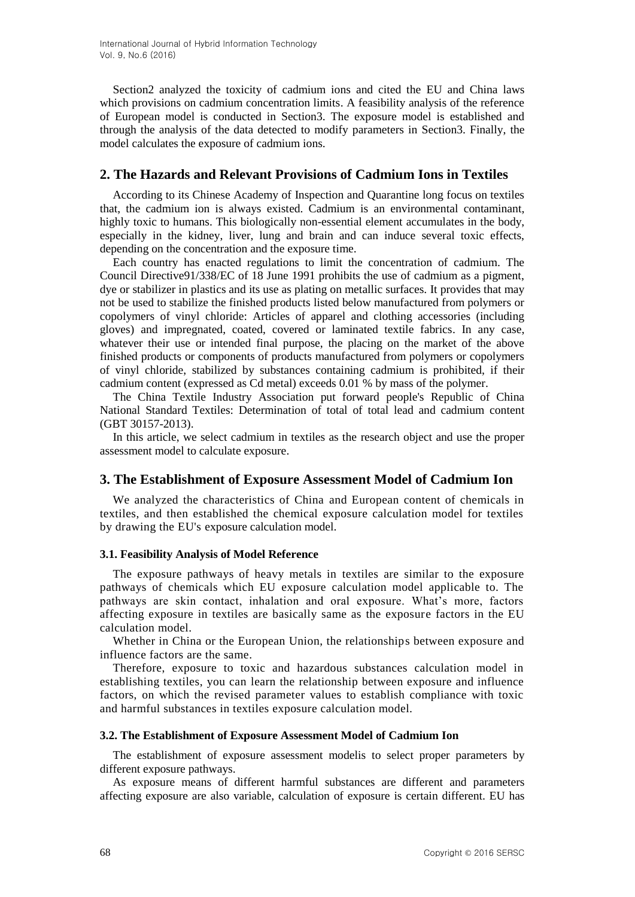Section2 analyzed the toxicity of cadmium ions and cited the EU and China laws which provisions on cadmium concentration limits. A feasibility analysis of the reference of European model is conducted in Section3. The exposure model is established and through the analysis of the data detected to modify parameters in Section3. Finally, the model calculates the exposure of cadmium ions.

## 2. The Hazards and Relevant Provisions of Cadmium Ions in Textiles

According to its Chinese Academy of Inspection and Quarantine long focus on textiles that, the cadmium ion is always existed. Cadmium is an environmental contaminant, highly toxic to humans. This biologically non-essential element accumulates in the body, especially in the kidney, liver, lung and brain and can induce several toxic effects, depending on the concentration and the exposure time.

Each country has enacted regulations to limit the concentration of cadmium. The Council Directive91/338/EC of 18 June 1991 prohibits the use of cadmium as a pigment, dye or stabilizer in plastics and its use as plating on metallic surfaces. It provides that may not be used to stabilize the finished products listed below manufactured from polymers or copolymers of vinyl chloride: Articles of apparel and clothing accessories (including gloves) and impregnated, coated, covered or laminated textile fabrics. In any case, whatever their use or intended final purpose, the placing on the market of the above finished products or components of products manufactured from polymers or copolymers of vinyl chloride, stabilized by substances containing cadmium is prohibited, if their cadmium content (expressed as Cd metal) exceeds 0.01 % by mass of the polymer.

The China Textile Industry Association put forward people's Republic of China National Standard Textiles: Determination of total of total lead and cadmium content (GBT 30157-2013).

In this article, we select cadmium in textiles as the research object and use the proper assessment model to calculate exposure.

## 3. The Establishment of Exposure Assessment Model of Cadmium Ion

We analyzed the characteristics of China and European content of chemicals in textiles, and then established the chemical exposure calculation model for textiles by drawing the EU's exposure calculation model.

### 3.1. Feasibility Analysis of Model Reference

The exposure pathways of heavy metals in textiles are similar to the exposure pathways of chemicals which EU exposure calculation model applicable to. The pathways are skin contact, inhalation and oral exposure. What's more, factors affecting exposure in textiles are basically same as the exposure factors in the EU calculation model.

Whether in China or the European Union, the relationships between exposure and influence factors are the same.

Therefore, exposure to toxic and hazardous substances calculation model in establishing textiles, you can learn the relationship between exposure and influence factors, on which the revised parameter values to establish compliance with toxic and harmful substances in textiles exposure calculation model.

### 3.2. The Establishment of Exposure Assessment Model of Cadmium Ion

The establishment of exposure assessment modelis to select proper parameters by different exposure pathways.

As exposure means of different harmful substances are different and parameters affecting exposure are also variable, calculation of exposure is certain different. EU has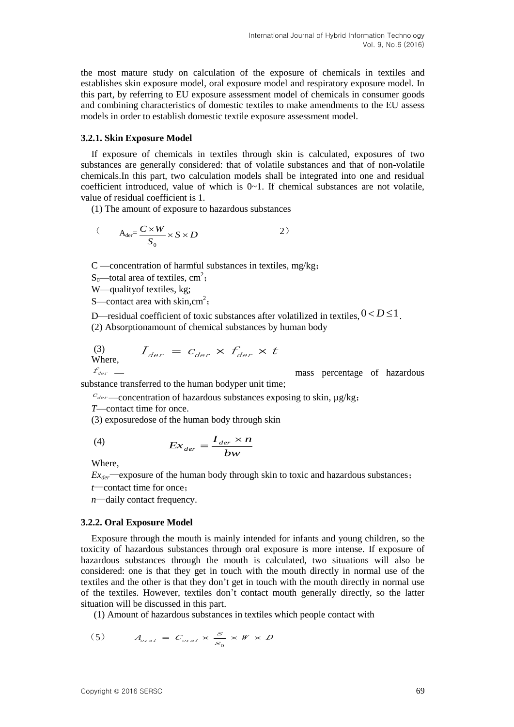the most mature study on calculation of the exposure of chemicals in textiles and establishes skin exposure model, oral exposure model and respiratory exposure model. In this part, by referring to EU exposure assessment model of chemicals in consumer goods and combining characteristics of domestic textiles to make amendments to the EU assess models in order to establish domestic textile exposure assessment model.

### 3.2.1. Skin Exposure Model

If exposure of chemicals in textiles through skin is calculated, exposures of two substances are generally considered: that of volatile substances and that of non-volatile chemicals.In this part, two calculation models shall be integrated into one and residual coefficient introduced, value of which is 0~1. If chemical substances are not volatile, value of residual coefficient is 1.

(1) The amount of exposure to hazardous substances

$$A_{der} = \frac{C \times W}{S_0} \times S \times D \qquad (2)$$

C —concentration of harmful substances in textiles, mg/kg；

$S_0$—total area of textiles, $cm^2$；

W—qualityof textiles, kg;

S—contact area with skin,$cm^2$；

D—residual coefficient of toxic substances after volatilized in textiles, $0 < D \le 1$.

(2) Absorptionamount of chemical substances by human body

$$I_{der} = c_{der} \times f_{der} \times t \qquad (3)$$

Where,

$f_{der}$ — mass percentage of hazardous substance transferred to the human bodyper unit time;

$c_{der}$—concentration of hazardous substances exposing to skin, μg/kg；

*T*—contact time for once.

(3) exposuredose of the human body through skin

$$Ex_{der} = \frac{I_{der} \times n}{bw} \qquad (4)$$

Where,

$Ex_{der}$—exposure of the human body through skin to toxic and hazardous substances；

*t*—contact time for once；

*n*—daily contact frequency.

### 3.2.2. Oral Exposure Model

Exposure through the mouth is mainly intended for infants and young children, so the toxicity of hazardous substances through oral exposure is more intense. If exposure of hazardous substances through the mouth is calculated, two situations will also be considered: one is that they get in touch with the mouth directly in normal use of the textiles and the other is that they don't get in touch with the mouth directly in normal use of the textiles. However, textiles don't contact mouth generally directly, so the latter situation will be discussed in this part.

(1) Amount of hazardous substances in textiles which people contact with

$$A_{oral} = C_{oral} \times \frac{S}{S_0} \times W \times D \qquad (5)$$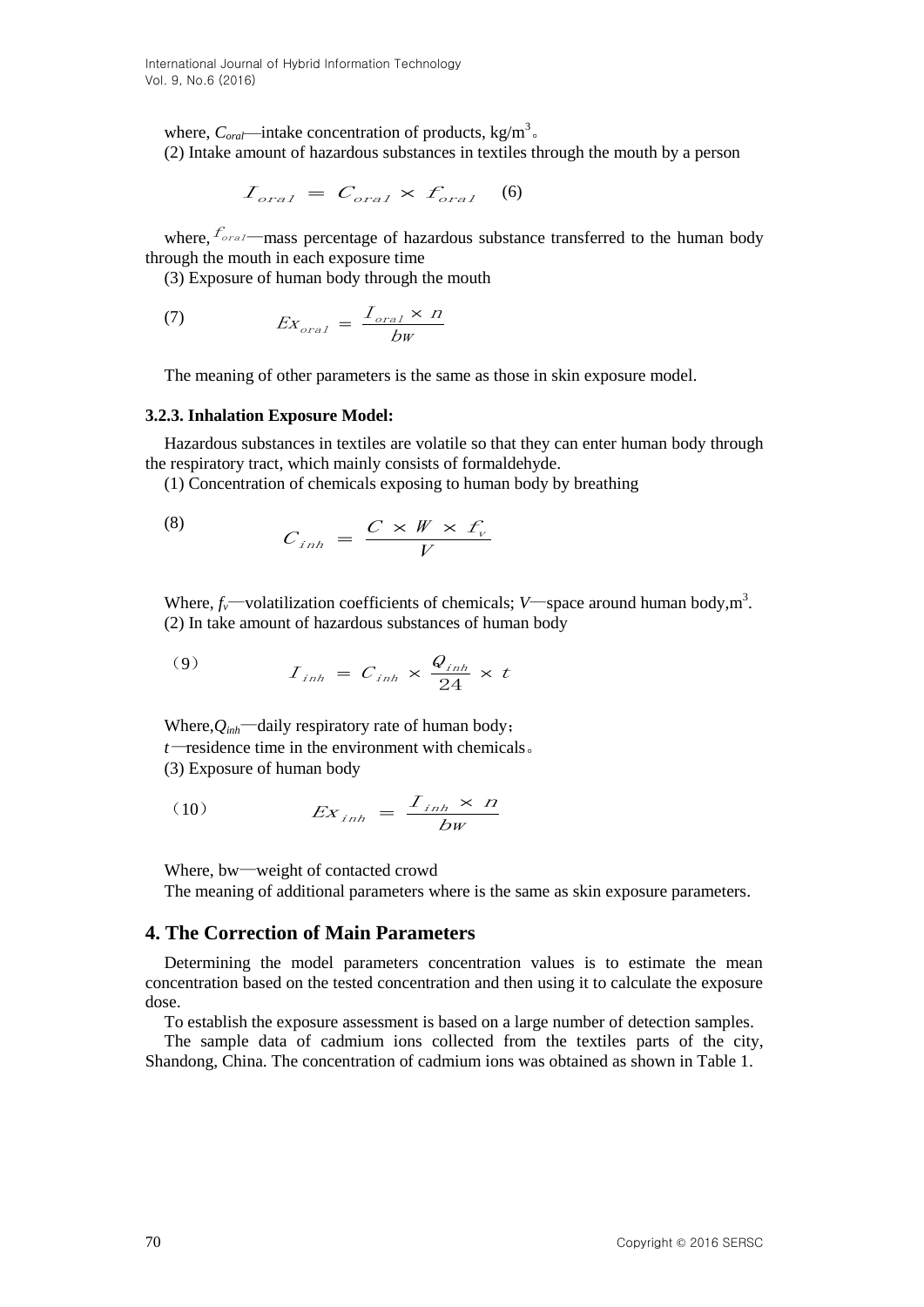where, $C_{oral}$—intake concentration of products, kg/m$^3$。

(2) Intake amount of hazardous substances in textiles through the mouth by a person

$$I_{oral} = C_{oral} \times f_{oral} \quad (6)$$

where, $f_{oral}$—mass percentage of hazardous substance transferred to the human body through the mouth in each exposure time

(3) Exposure of human body through the mouth

$$Ex_{oral} = \frac{I_{oral} \times n}{bw} \quad (7)$$

The meaning of other parameters is the same as those in skin exposure model.

### 3.2.3. Inhalation Exposure Model:

Hazardous substances in textiles are volatile so that they can enter human body through the respiratory tract, which mainly consists of formaldehyde.

(1) Concentration of chemicals exposing to human body by breathing

$$C_{inh} = \frac{C \times W \times f_v}{V} \quad (8)$$

Where, $f_v$—volatilization coefficients of chemicals; $V$—space around human body,m$^3$.

(2) In take amount of hazardous substances of human body

$$I_{inh} = C_{inh} \times \frac{Q_{inh}}{24} \times t \quad (9)$$

Where,$Q_{inh}$—daily respiratory rate of human body;

$t$—residence time in the environment with chemicals。

(3) Exposure of human body

$$Ex_{inh} = \frac{I_{inh} \times n}{bw} \quad (10)$$

Where, bw—weight of contacted crowd

The meaning of additional parameters where is the same as skin exposure parameters.

## 4. The Correction of Main Parameters

Determining the model parameters concentration values is to estimate the mean concentration based on the tested concentration and then using it to calculate the exposure dose.

To establish the exposure assessment is based on a large number of detection samples.

The sample data of cadmium ions collected from the textiles parts of the city, Shandong, China. The concentration of cadmium ions was obtained as shown in Table 1.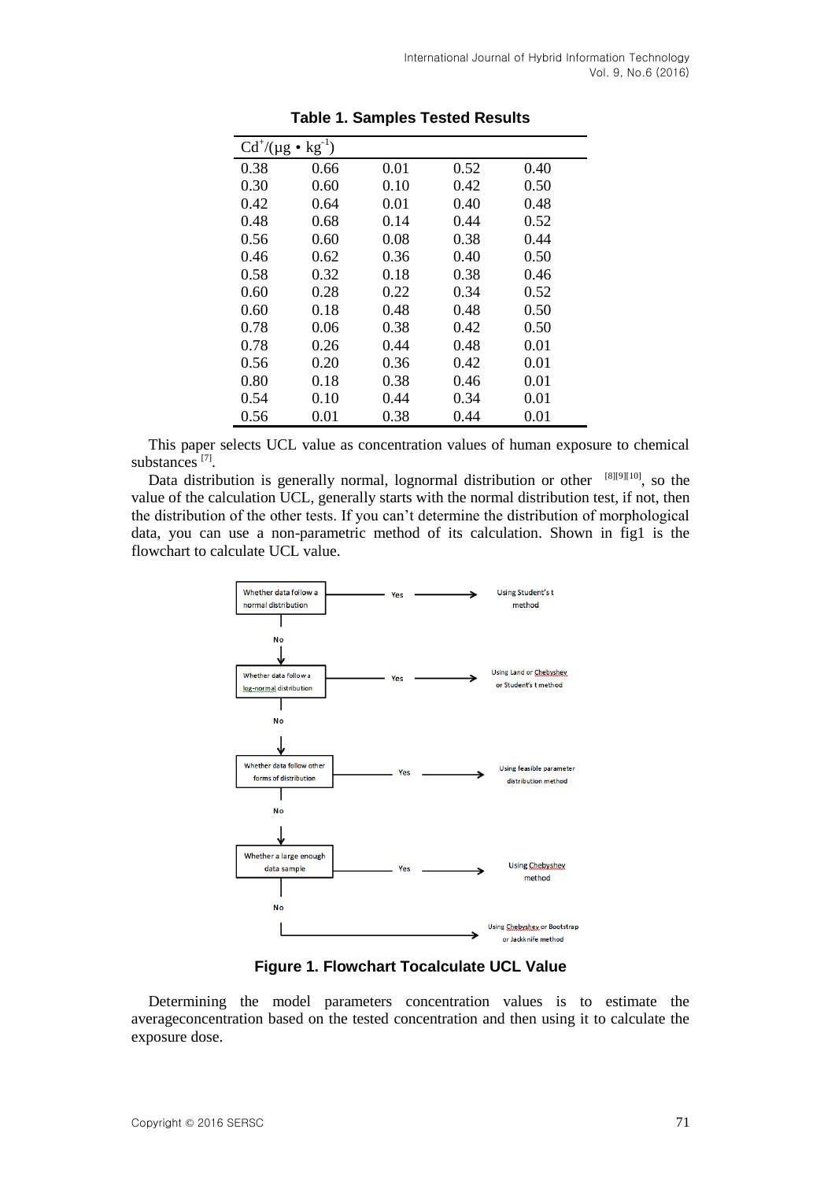**Table 1. Samples Tested Results**

| $Cd^{+}/(\mu g \cdot kg^{-1})$ | | | | |
|---|---|---|---|---|
| 0.38 | 0.66 | 0.01 | 0.52 | 0.40 |
| 0.30 | 0.60 | 0.10 | 0.42 | 0.50 |
| 0.42 | 0.64 | 0.01 | 0.40 | 0.48 |
| 0.48 | 0.68 | 0.14 | 0.44 | 0.52 |
| 0.56 | 0.60 | 0.08 | 0.38 | 0.44 |
| 0.46 | 0.62 | 0.36 | 0.40 | 0.50 |
| 0.58 | 0.32 | 0.18 | 0.38 | 0.46 |
| 0.60 | 0.28 | 0.22 | 0.34 | 0.52 |
| 0.60 | 0.18 | 0.48 | 0.48 | 0.50 |
| 0.78 | 0.06 | 0.38 | 0.42 | 0.50 |
| 0.78 | 0.26 | 0.44 | 0.48 | 0.01 |
| 0.56 | 0.20 | 0.36 | 0.42 | 0.01 |
| 0.80 | 0.18 | 0.38 | 0.46 | 0.01 |
| 0.54 | 0.10 | 0.44 | 0.34 | 0.01 |
| 0.56 | 0.01 | 0.38 | 0.44 | 0.01 |

This paper selects UCL value as concentration values of human exposure to chemical substances [7].

Data distribution is generally normal, lognormal distribution or other [8][9][10], so the value of the calculation UCL, generally starts with the normal distribution test, if not, then the distribution of the other tests. If you can't determine the distribution of morphological data, you can use a non-parametric method of its calculation. Shown in fig1 is the flowchart to calculate UCL value.

- Whether data follow a normal distribution — Yes → Using Student's t method
- No → Whether data follow a log-normal distribution — Yes → Using Land or Chebyshev or Student's t method
- No → Whether data follow other forms of distribution — Yes → Using feasible parameter distribution method
- No → Whether a large enough data sample — Yes → Using Chebyshev method
- No → Using Chebyshev or Bootstrap or Jackknife method

**Figure 1. Flowchart Tocalculate UCL Value**

Determining the model parameters concentration values is to estimate the averageconcentration based on the tested concentration and then using it to calculate the exposure dose.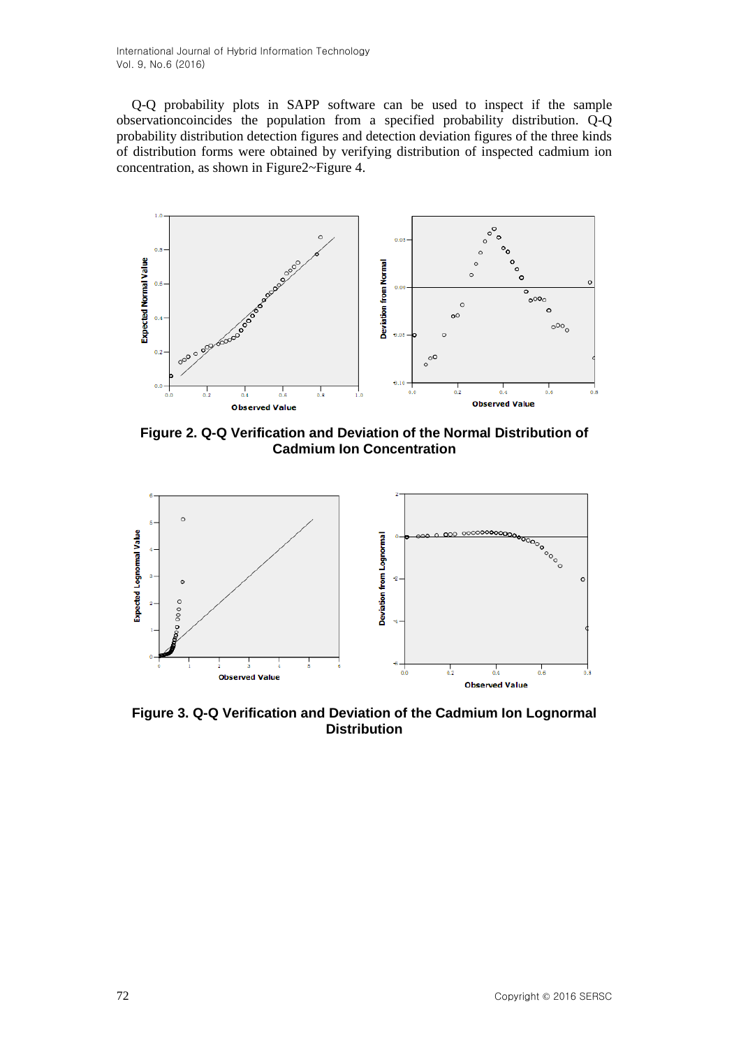Q-Q probability plots in SAPP software can be used to inspect if the sample observationcoincides the population from a specified probability distribution. Q-Q probability distribution detection figures and detection deviation figures of the three kinds of distribution forms were obtained by verifying distribution of inspected cadmium ion concentration, as shown in Figure2~Figure 4.

**Figure 2. Q-Q Verification and Deviation of the Normal Distribution of Cadmium Ion Concentration**

**Figure 3. Q-Q Verification and Deviation of the Cadmium Ion Lognormal Distribution**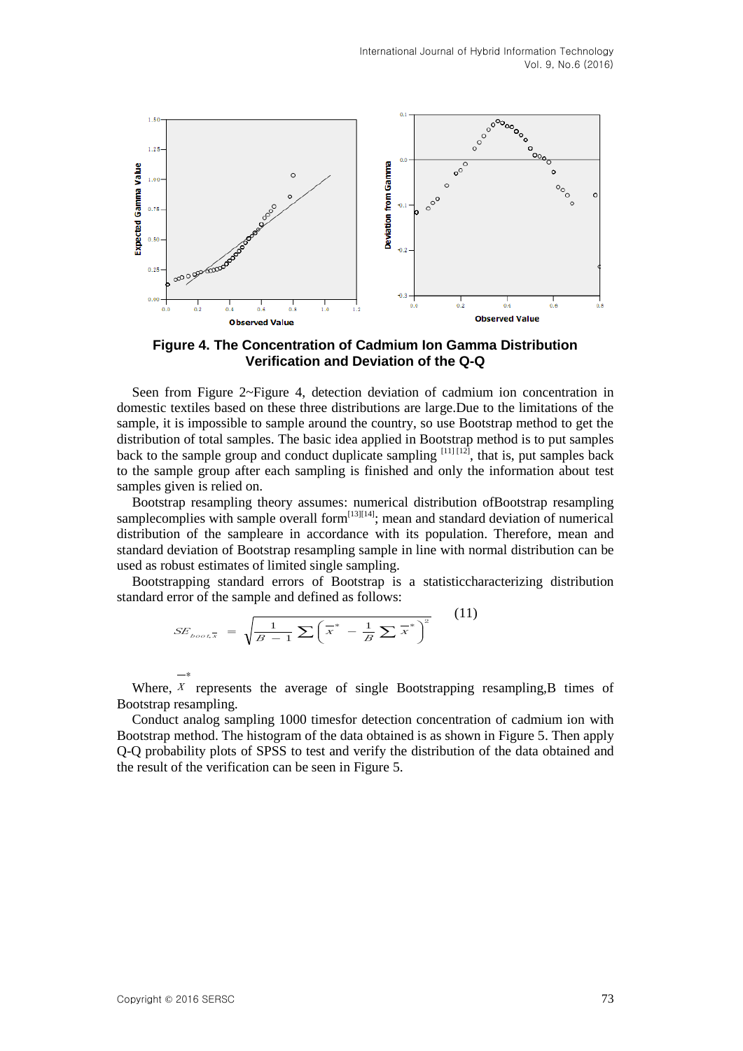**Figure 4. The Concentration of Cadmium Ion Gamma Distribution Verification and Deviation of the Q-Q**

Seen from Figure 2~Figure 4, detection deviation of cadmium ion concentration in domestic textiles based on these three distributions are large.Due to the limitations of the sample, it is impossible to sample around the country, so use Bootstrap method to get the distribution of total samples. The basic idea applied in Bootstrap method is to put samples back to the sample group and conduct duplicate sampling [11] [12], that is, put samples back to the sample group after each sampling is finished and only the information about test samples given is relied on.

Bootstrap resampling theory assumes: numerical distribution ofBootstrap resampling samplecomplies with sample overall form[13][14]; mean and standard deviation of numerical distribution of the sampleare in accordance with its population. Therefore, mean and standard deviation of Bootstrap resampling sample in line with normal distribution can be used as robust estimates of limited single sampling.

Bootstrapping standard errors of Bootstrap is a statisticcharacterizing distribution standard error of the sample and defined as follows:

$$SE_{boot,\bar{x}} = \sqrt{\frac{1}{B-1}\sum\left(\bar{x}^{*} - \frac{1}{B}\sum\bar{x}^{*}\right)^{2}} \quad (11)$$

Where, $\bar{x}^{*}$ represents the average of single Bootstrapping resampling,B times of Bootstrap resampling.

Conduct analog sampling 1000 timesfor detection concentration of cadmium ion with Bootstrap method. The histogram of the data obtained is as shown in Figure 5. Then apply Q-Q probability plots of SPSS to test and verify the distribution of the data obtained and the result of the verification can be seen in Figure 5.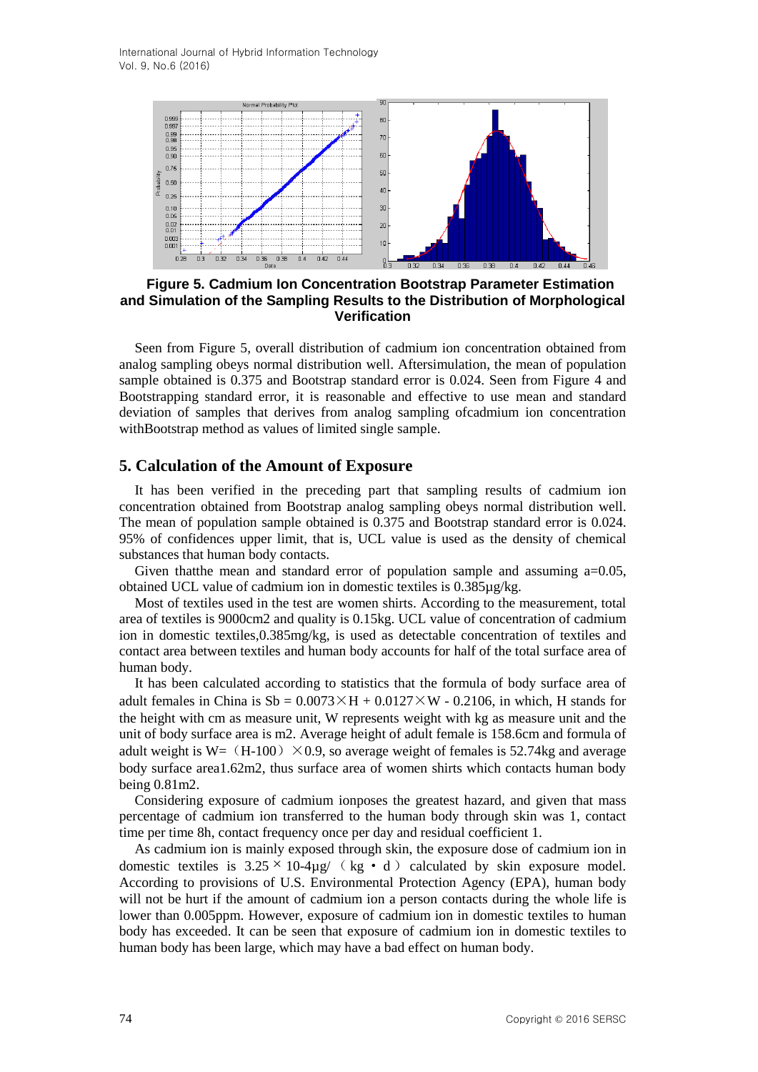**Figure 5. Cadmium Ion Concentration Bootstrap Parameter Estimation and Simulation of the Sampling Results to the Distribution of Morphological Verification**

Seen from Figure 5, overall distribution of cadmium ion concentration obtained from analog sampling obeys normal distribution well. Aftersimulation, the mean of population sample obtained is 0.375 and Bootstrap standard error is 0.024. Seen from Figure 4 and Bootstrapping standard error, it is reasonable and effective to use mean and standard deviation of samples that derives from analog sampling ofcadmium ion concentration withBootstrap method as values of limited single sample.

## 5. Calculation of the Amount of Exposure

It has been verified in the preceding part that sampling results of cadmium ion concentration obtained from Bootstrap analog sampling obeys normal distribution well. The mean of population sample obtained is 0.375 and Bootstrap standard error is 0.024. 95% of confidences upper limit, that is, UCL value is used as the density of chemical substances that human body contacts.

Given thatthe mean and standard error of population sample and assuming a=0.05, obtained UCL value of cadmium ion in domestic textiles is 0.385μg/kg.

Most of textiles used in the test are women shirts. According to the measurement, total area of textiles is 9000cm2 and quality is 0.15kg. UCL value of concentration of cadmium ion in domestic textiles,0.385mg/kg, is used as detectable concentration of textiles and contact area between textiles and human body accounts for half of the total surface area of human body.

It has been calculated according to statistics that the formula of body surface area of adult females in China is $Sb = 0.0073\times H + 0.0127\times W - 0.2106$, in which, H stands for the height with cm as measure unit, W represents weight with kg as measure unit and the unit of body surface area is m2. Average height of adult female is 158.6cm and formula of adult weight is $W=(H-100)\times 0.9$, so average weight of females is 52.74kg and average body surface area1.62m2, thus surface area of women shirts which contacts human body being 0.81m2.

Considering exposure of cadmium ionposes the greatest hazard, and given that mass percentage of cadmium ion transferred to the human body through skin was 1, contact time per time 8h, contact frequency once per day and residual coefficient 1.

As cadmium ion is mainly exposed through skin, the exposure dose of cadmium ion in domestic textiles is $3.25\times 10$-4μg/（kg • d）calculated by skin exposure model. According to provisions of U.S. Environmental Protection Agency (EPA), human body will not be hurt if the amount of cadmium ion a person contacts during the whole life is lower than 0.005ppm. However, exposure of cadmium ion in domestic textiles to human body has exceeded. It can be seen that exposure of cadmium ion in domestic textiles to human body has been large, which may have a bad effect on human body.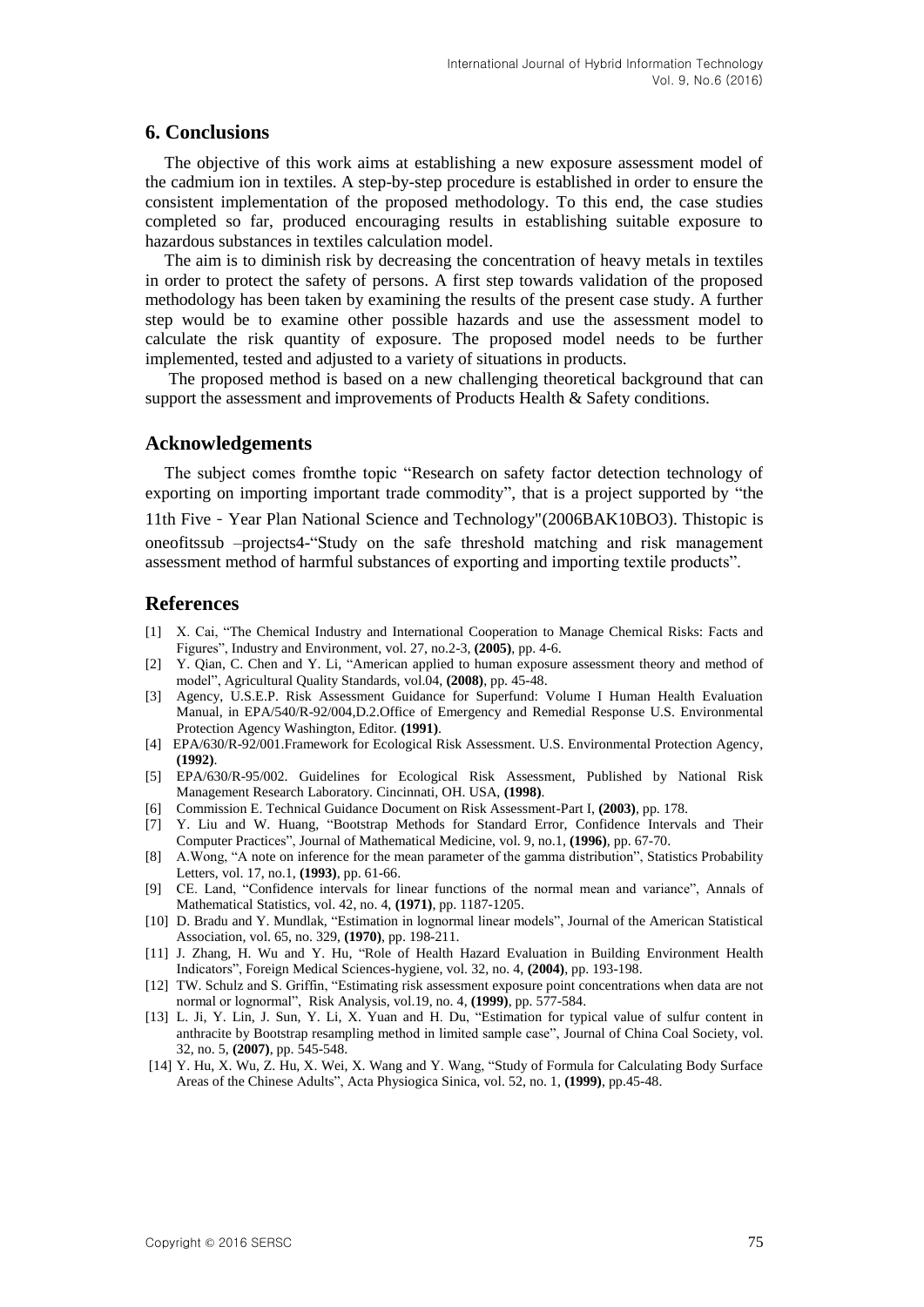## 6. Conclusions

The objective of this work aims at establishing a new exposure assessment model of the cadmium ion in textiles. A step-by-step procedure is established in order to ensure the consistent implementation of the proposed methodology. To this end, the case studies completed so far, produced encouraging results in establishing suitable exposure to hazardous substances in textiles calculation model.

The aim is to diminish risk by decreasing the concentration of heavy metals in textiles in order to protect the safety of persons. A first step towards validation of the proposed methodology has been taken by examining the results of the present case study. A further step would be to examine other possible hazards and use the assessment model to calculate the risk quantity of exposure. The proposed model needs to be further implemented, tested and adjusted to a variety of situations in products.

The proposed method is based on a new challenging theoretical background that can support the assessment and improvements of Products Health & Safety conditions.

## Acknowledgements

The subject comes fromthe topic "Research on safety factor detection technology of exporting on importing important trade commodity", that is a project supported by "the 11th Five - Year Plan National Science and Technology"(2006BAK10BO3). Thistopic is oneofitssub –projects4-"Study on the safe threshold matching and risk management assessment method of harmful substances of exporting and importing textile products".

## References

[1] X. Cai, "The Chemical Industry and International Cooperation to Manage Chemical Risks: Facts and Figures", Industry and Environment, vol. 27, no.2-3, **(2005)**, pp. 4-6.

[2] Y. Qian, C. Chen and Y. Li, "American applied to human exposure assessment theory and method of model", Agricultural Quality Standards, vol.04, **(2008)**, pp. 45-48.

[3] Agency, U.S.E.P. Risk Assessment Guidance for Superfund: Volume I Human Health Evaluation Manual, in EPA/540/R-92/004,D.2.Office of Emergency and Remedial Response U.S. Environmental Protection Agency Washington, Editor. **(1991)**.

[4] EPA/630/R-92/001.Framework for Ecological Risk Assessment. U.S. Environmental Protection Agency, **(1992)**.

[5] EPA/630/R-95/002. Guidelines for Ecological Risk Assessment, Published by National Risk Management Research Laboratory. Cincinnati, OH. USA, **(1998)**.

[6] Commission E. Technical Guidance Document on Risk Assessment-Part I, **(2003)**, pp. 178.

[7] Y. Liu and W. Huang, "Bootstrap Methods for Standard Error, Confidence Intervals and Their Computer Practices", Journal of Mathematical Medicine, vol. 9, no.1, **(1996)**, pp. 67-70.

[8] A.Wong, "A note on inference for the mean parameter of the gamma distribution", Statistics Probability Letters, vol. 17, no.1, **(1993)**, pp. 61-66.

[9] CE. Land, "Confidence intervals for linear functions of the normal mean and variance", Annals of Mathematical Statistics, vol. 42, no. 4, **(1971)**, pp. 1187-1205.

[10] D. Bradu and Y. Mundlak, "Estimation in lognormal linear models", Journal of the American Statistical Association, vol. 65, no. 329, **(1970)**, pp. 198-211.

[11] J. Zhang, H. Wu and Y. Hu, "Role of Health Hazard Evaluation in Building Environment Health Indicators", Foreign Medical Sciences-hygiene, vol. 32, no. 4, **(2004)**, pp. 193-198.

[12] TW. Schulz and S. Griffin, "Estimating risk assessment exposure point concentrations when data are not normal or lognormal", Risk Analysis, vol.19, no. 4, **(1999)**, pp. 577-584.

[13] L. Ji, Y. Lin, J. Sun, Y. Li, X. Yuan and H. Du, "Estimation for typical value of sulfur content in anthracite by Bootstrap resampling method in limited sample case", Journal of China Coal Society, vol. 32, no. 5, **(2007)**, pp. 545-548.

[14] Y. Hu, X. Wu, Z. Hu, X. Wei, X. Wang and Y. Wang, "Study of Formula for Calculating Body Surface Areas of the Chinese Adults", Acta Physiogica Sinica, vol. 52, no. 1, **(1999)**, pp.45-48.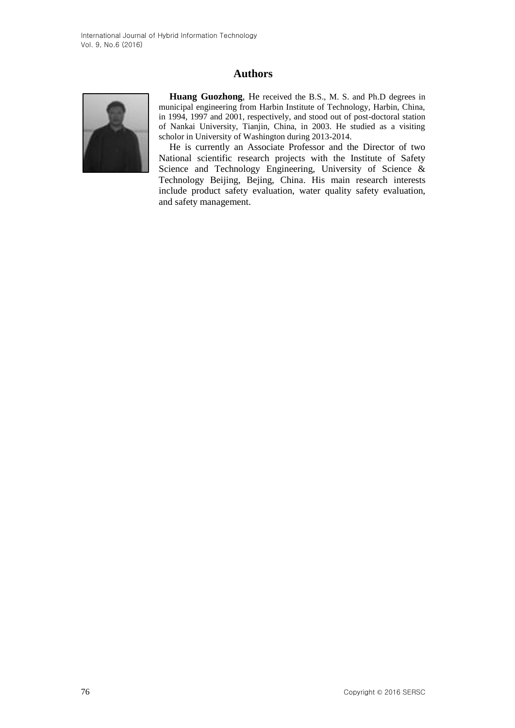## Authors

**Huang Guozhong**, He received the B.S., M. S. and Ph.D degrees in municipal engineering from Harbin Institute of Technology, Harbin, China, in 1994, 1997 and 2001, respectively, and stood out of post-doctoral station of Nankai University, Tianjin, China, in 2003. He studied as a visiting scholor in University of Washington during 2013-2014.

He is currently an Associate Professor and the Director of two National scientific research projects with the Institute of Safety Science and Technology Engineering, University of Science & Technology Beijing, Bejing, China. His main research interests include product safety evaluation, water quality safety evaluation, and safety management.